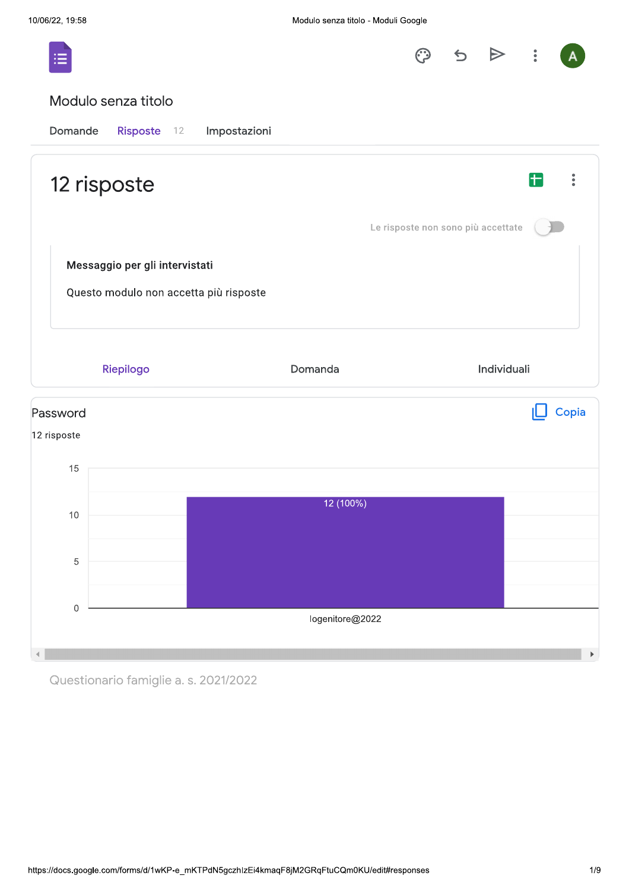# Modulo senza titolo

Domande | Risposte 12 | Impostazioni

## 12 risposte

Le risposte non sono più accettate

**Messaggio per gli intervistati**

Questo modulo non accetta più risposte

Riepilogo | Domanda | Individuali

### Password

Copia

12 risposte

| Risposta | Conteggio |
| --- | --- |
| logenitore@2022 | 12 (100%) |

Questionario famiglie a. s. 2021/2022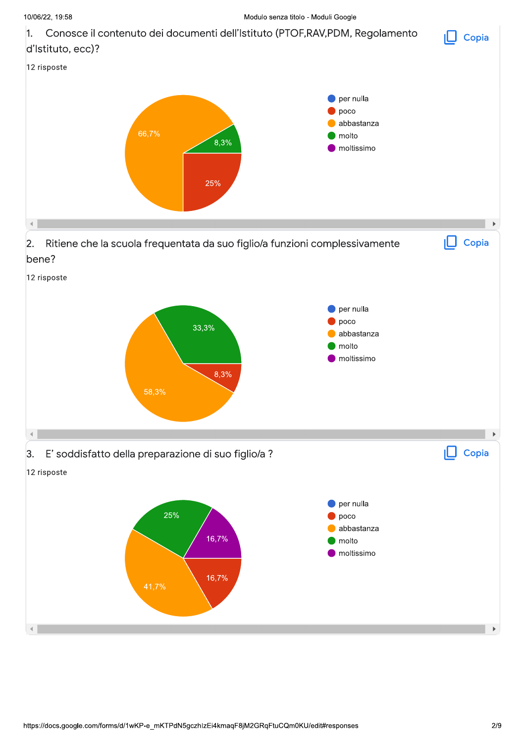1. Conosce il contenuto dei documenti dell'Istituto (PTOF,RAV,PDM, Regolamento d'Istituto, ecc)?

Copia

12 risposte

- per nulla
- poco
- abbastanza
- molto
- moltissimo

66,7%
8,3%
25%

2. Ritiene che la scuola frequentata da suo figlio/a funzioni complessivamente bene?

Copia

12 risposte

- per nulla
- poco
- abbastanza
- molto
- moltissimo

33,3%
8,3%
58,3%

3. E' soddisfatto della preparazione di suo figlio/a ?

Copia

12 risposte

- per nulla
- poco
- abbastanza
- molto
- moltissimo

25%
16,7%
16,7%
41,7%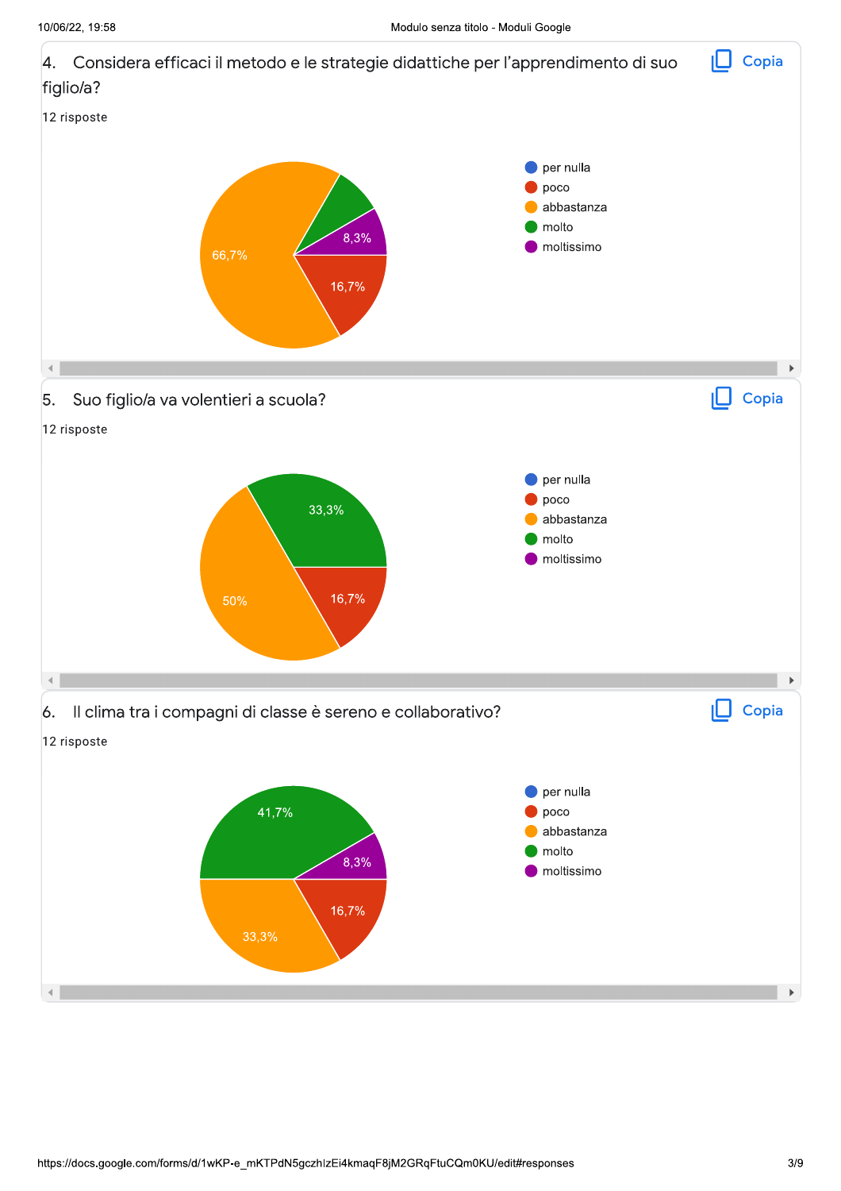4. Considera efficaci il metodo e le strategie didattiche per l'apprendimento di suo figlio/a?

12 risposte

- per nulla
- poco
- abbastanza
- molto
- moltissimo

66,7%
8,3%
16,7%

5. Suo figlio/a va volentieri a scuola?

12 risposte

- per nulla
- poco
- abbastanza
- molto
- moltissimo

33,3%
50%
16,7%

6. Il clima tra i compagni di classe è sereno e collaborativo?

12 risposte

- per nulla
- poco
- abbastanza
- molto
- moltissimo

41,7%
8,3%
16,7%
33,3%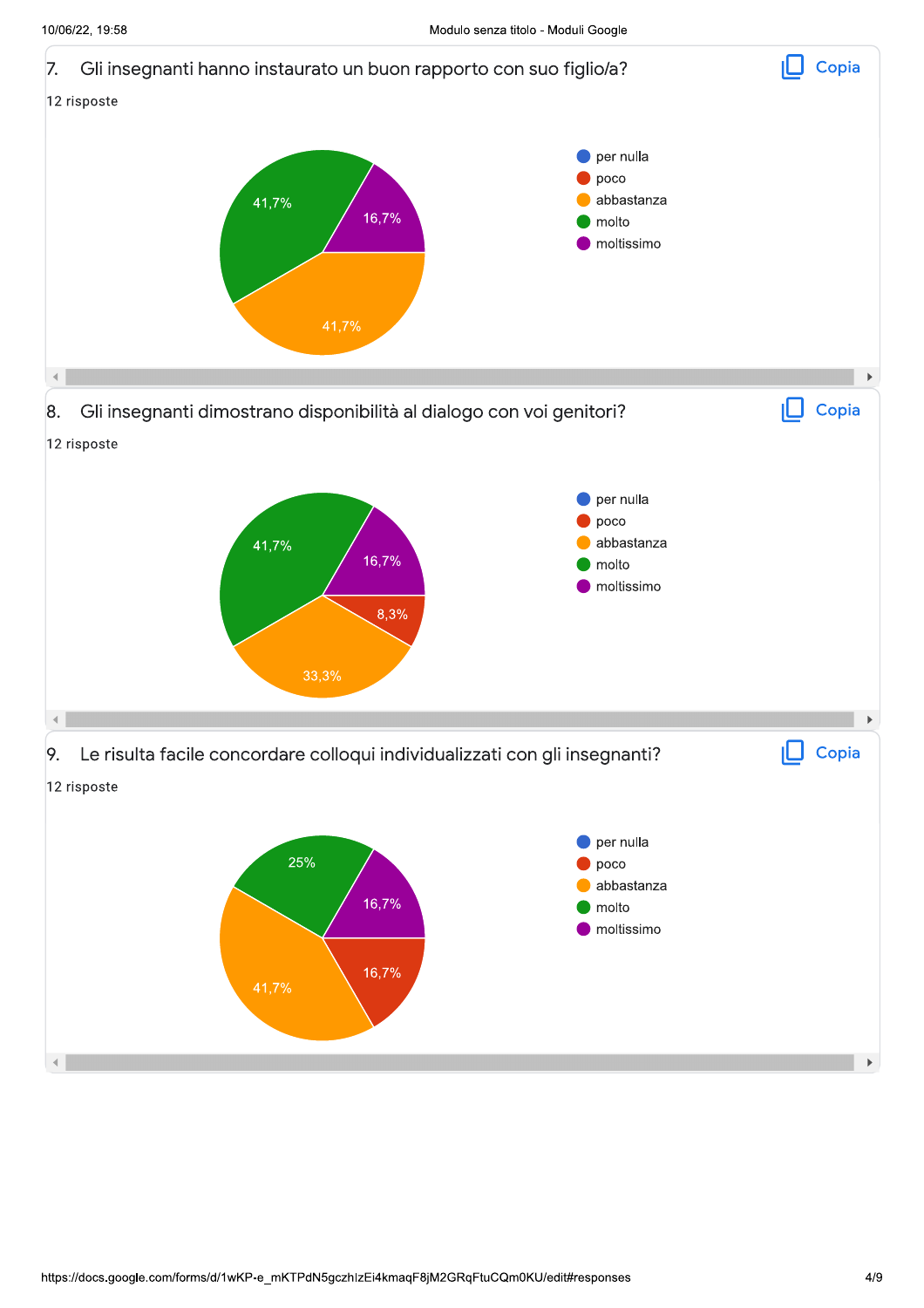7. Gli insegnanti hanno instaurato un buon rapporto con suo figlio/a?

12 risposte

- per nulla
- poco
- abbastanza — 41,7%
- molto — 41,7%
- moltissimo — 16,7%

8. Gli insegnanti dimostrano disponibilità al dialogo con voi genitori?

12 risposte

- per nulla
- poco — 8,3%
- abbastanza — 33,3%
- molto — 41,7%
- moltissimo — 16,7%

9. Le risulta facile concordare colloqui individualizzati con gli insegnanti?

12 risposte

- per nulla
- poco — 16,7%
- abbastanza — 41,7%
- molto — 25%
- moltissimo — 16,7%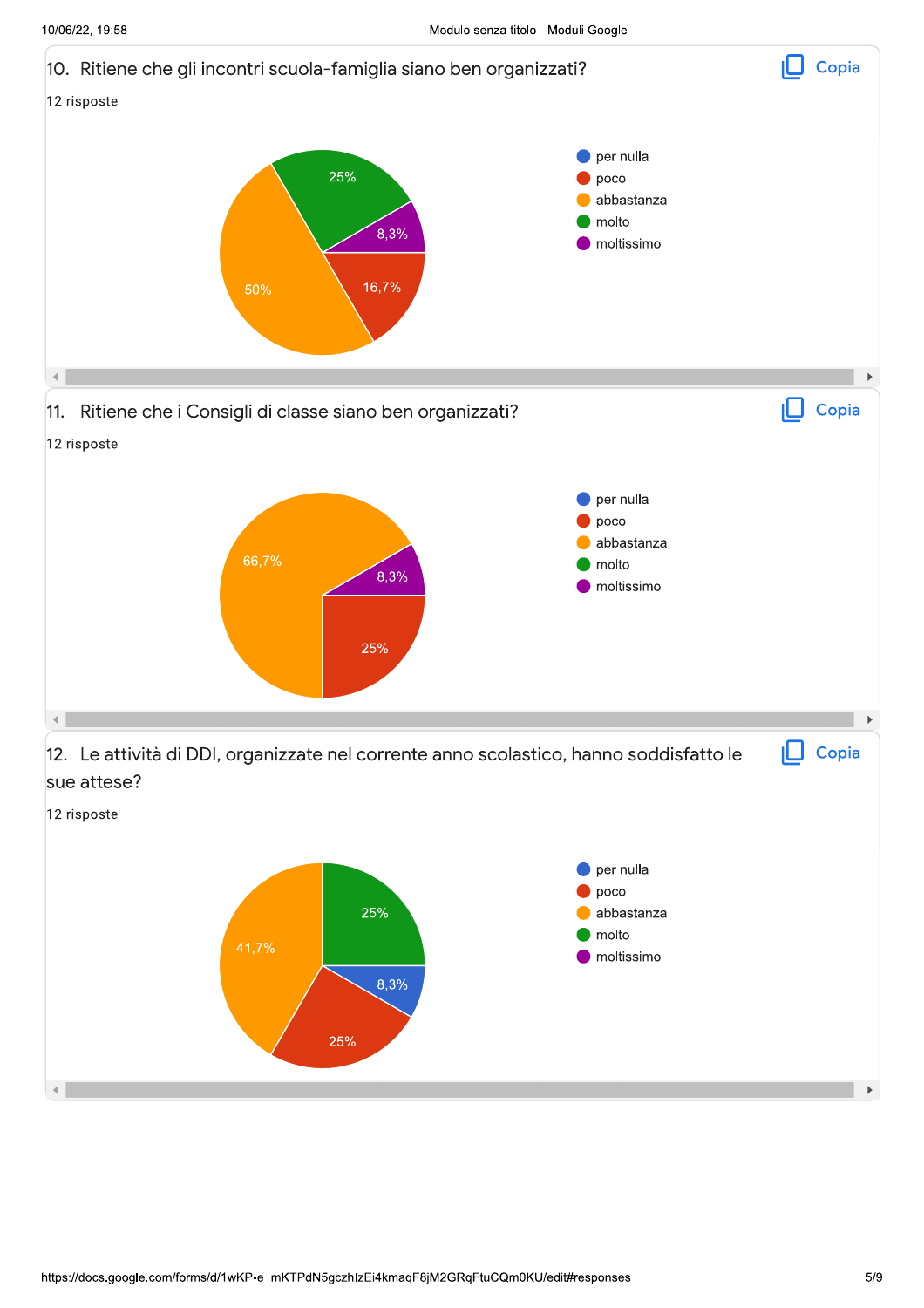## 10. Ritiene che gli incontri scuola-famiglia siano ben organizzati?

12 risposte

| Risposta | Percentuale |
|---|---|
| per nulla | |
| poco | 16,7% |
| abbastanza | 50% |
| molto | 25% |
| moltissimo | 8,3% |

## 11. Ritiene che i Consigli di classe siano ben organizzati?

12 risposte

| Risposta | Percentuale |
|---|---|
| per nulla | |
| poco | 25% |
| abbastanza | 66,7% |
| molto | |
| moltissimo | 8,3% |

## 12. Le attività di DDI, organizzate nel corrente anno scolastico, hanno soddisfatto le sue attese?

12 risposte

| Risposta | Percentuale |
|---|---|
| per nulla | 8,3% |
| poco | 25% |
| abbastanza | 41,7% |
| molto | 25% |
| moltissimo | |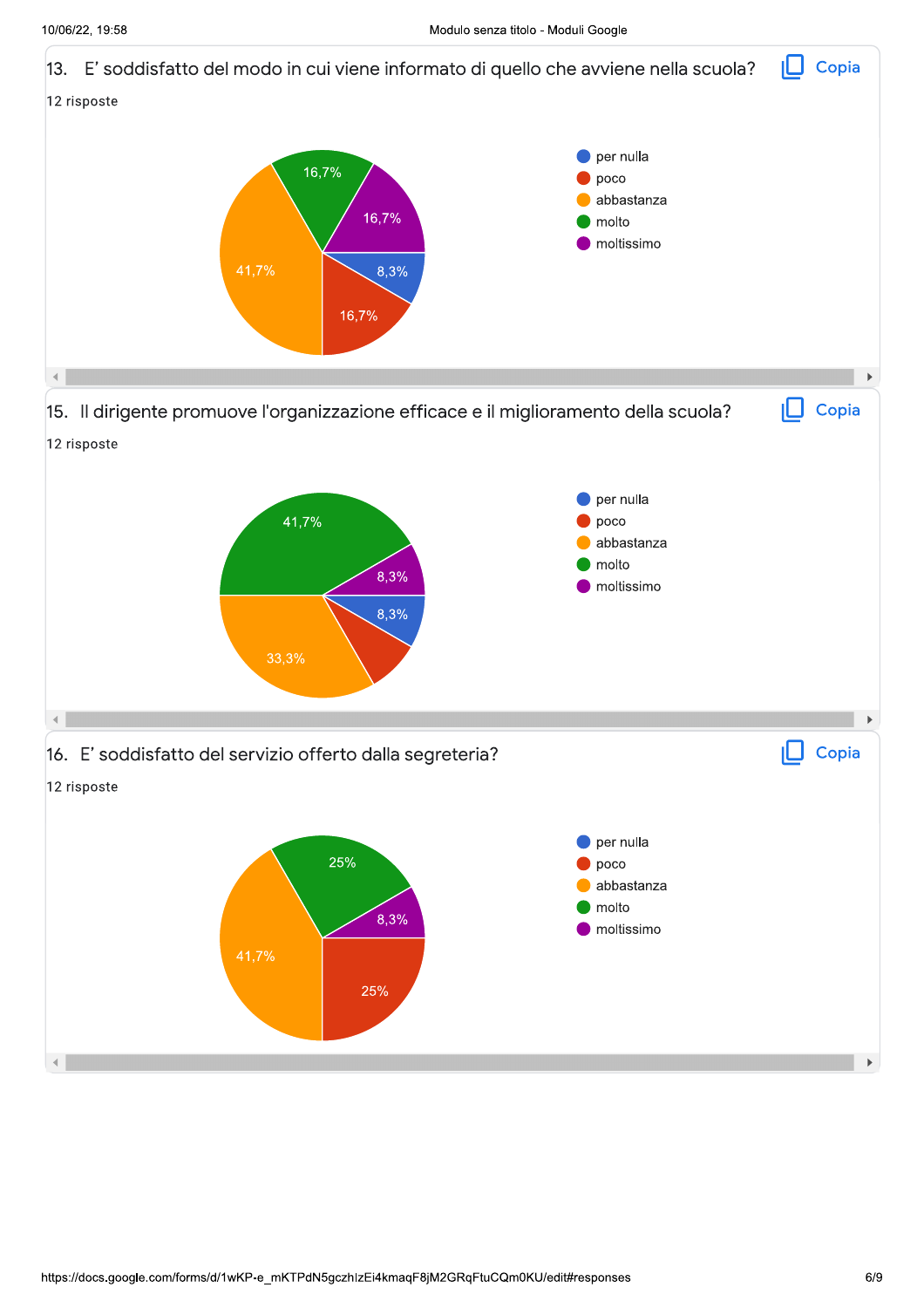13. E’ soddisfatto del modo in cui viene informato di quello che avviene nella scuola?

12 risposte

- per nulla
- poco
- abbastanza
- molto
- moltissimo

41,7% · 16,7% · 16,7% · 8,3% · 16,7%

15. Il dirigente promuove l'organizzazione efficace e il miglioramento della scuola?

12 risposte

- per nulla
- poco
- abbastanza
- molto
- moltissimo

41,7% · 8,3% · 8,3% · 33,3%

16. E’ soddisfatto del servizio offerto dalla segreteria?

12 risposte

- per nulla
- poco
- abbastanza
- molto
- moltissimo

25% · 8,3% · 41,7% · 25%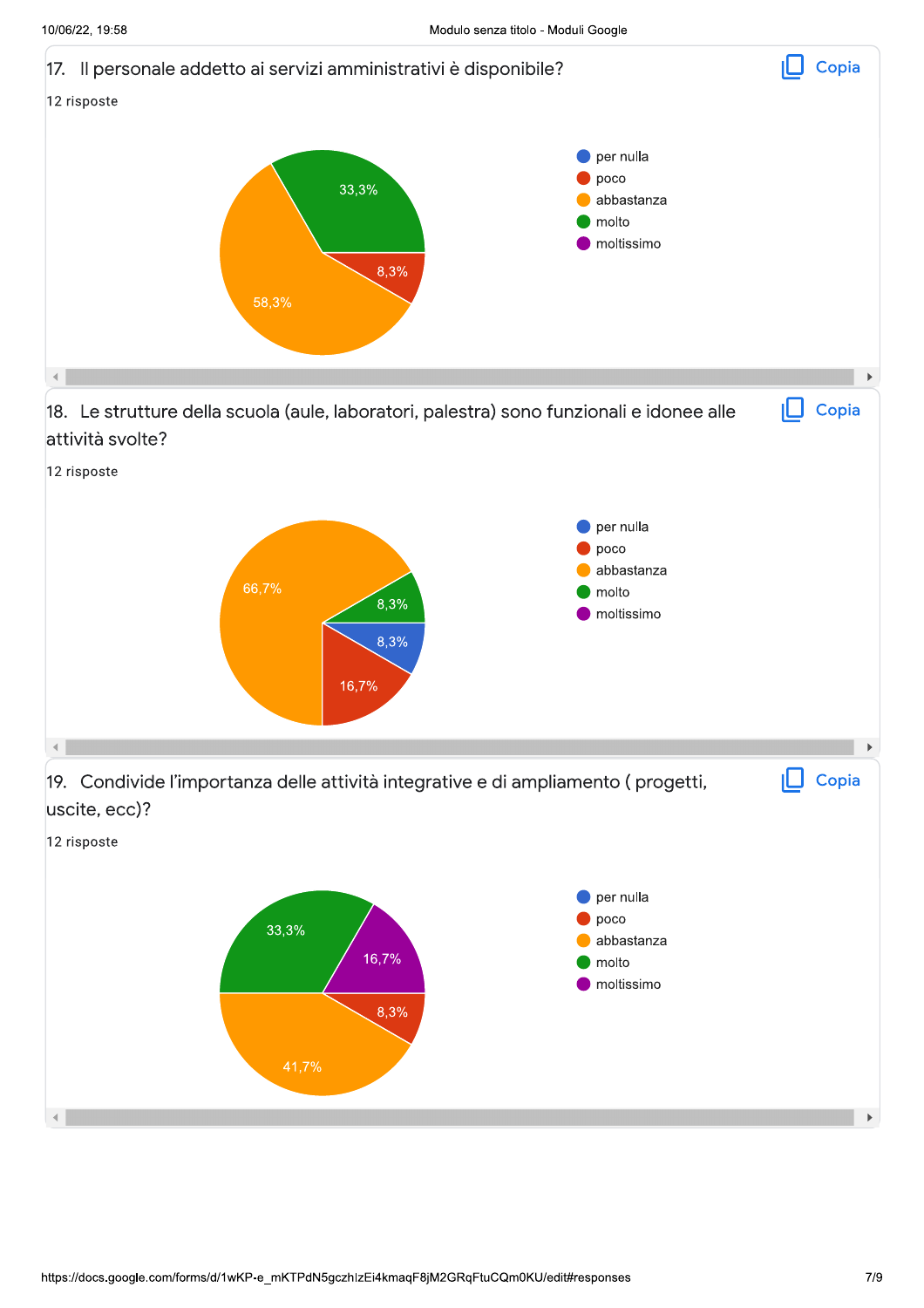17. Il personale addetto ai servizi amministrativi è disponibile?

12 risposte

- per nulla
- poco: 8,3%
- abbastanza: 58,3%
- molto: 33,3%
- moltissimo

18. Le strutture della scuola (aule, laboratori, palestra) sono funzionali e idonee alle attività svolte?

12 risposte

- per nulla: 8,3%
- poco: 16,7%
- abbastanza: 66,7%
- molto: 8,3%
- moltissimo

19. Condivide l’importanza delle attività integrative e di ampliamento ( progetti, uscite, ecc)?

12 risposte

- per nulla
- poco: 8,3%
- abbastanza: 41,7%
- molto: 33,3%
- moltissimo: 16,7%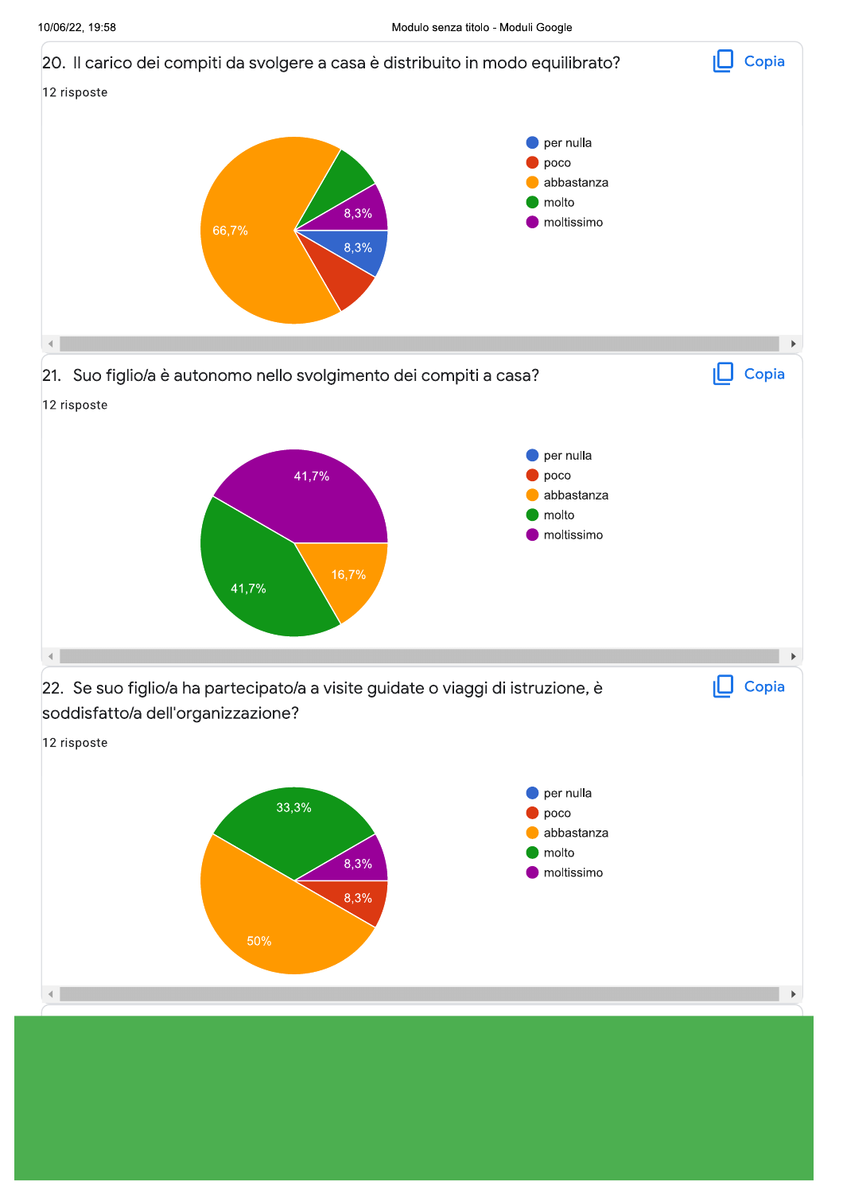20. Il carico dei compiti da svolgere a casa è distribuito in modo equilibrato?

12 risposte

Copia

- per nulla
- poco
- abbastanza
- molto
- moltissimo

66,7%
8,3%
8,3%

21. Suo figlio/a è autonomo nello svolgimento dei compiti a casa?

12 risposte

Copia

- per nulla
- poco
- abbastanza
- molto
- moltissimo

41,7%
41,7%
16,7%

22. Se suo figlio/a ha partecipato/a a visite guidate o viaggi di istruzione, è soddisfatto/a dell'organizzazione?

12 risposte

Copia

- per nulla
- poco
- abbastanza
- molto
- moltissimo

33,3%
8,3%
8,3%
50%